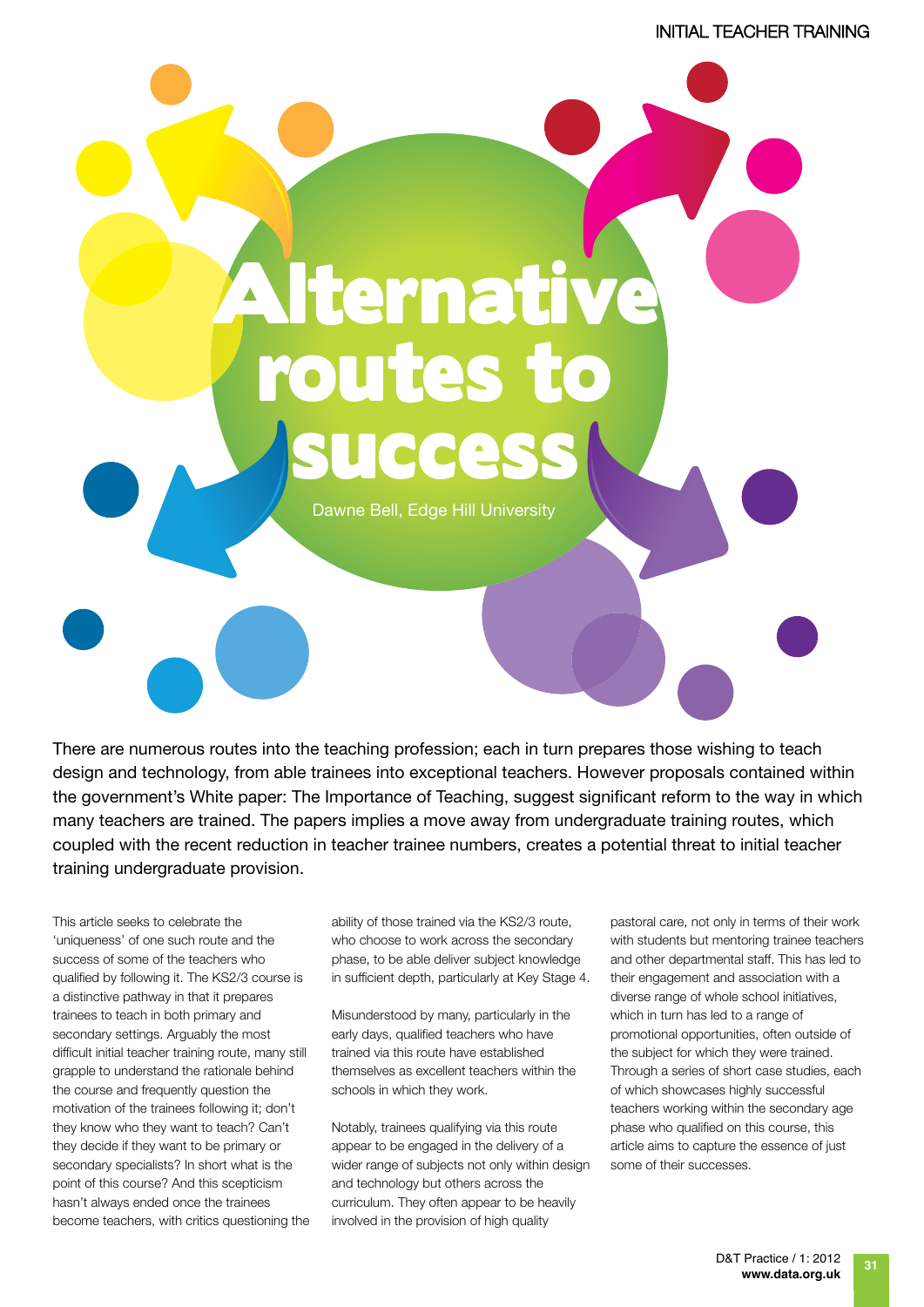# Alternative routes to success

Dawne Bell, Edge Hill University

There are numerous routes into the teaching profession; each in turn prepares those wishing to teach design and technology, from able trainees into exceptional teachers. However proposals contained within the government's White paper: The Importance of Teaching, suggest significant reform to the way in which many teachers are trained. The papers implies a move away from undergraduate training routes, which coupled with the recent reduction in teacher trainee numbers, creates a potential threat to initial teacher training undergraduate provision.

This article seeks to celebrate the 'uniqueness' of one such route and the success of some of the teachers who qualified by following it. The KS2/3 course is a distinctive pathway in that it prepares trainees to teach in both primary and secondary settings. Arguably the most difficult initial teacher training route, many still grapple to understand the rationale behind the course and frequently question the motivation of the trainees following it; don't they know who they want to teach? Can't they decide if they want to be primary or secondary specialists? In short what is the point of this course? And this scepticism hasn't always ended once the trainees become teachers, with critics questioning the ability of those trained via the KS2/3 route, who choose to work across the secondary phase, to be able deliver subject knowledge in sufficient depth, particularly at Key Stage 4.

Misunderstood by many, particularly in the early days, qualified teachers who have trained via this route have established themselves as excellent teachers within the schools in which they work.

Notably, trainees qualifying via this route appear to be engaged in the delivery of a wider range of subjects not only within design and technology but others across the curriculum. They often appear to be heavily involved in the provision of high quality pastoral care, not only in terms of their work with students but mentoring trainee teachers and other departmental staff. This has led to their engagement and association with a diverse range of whole school initiatives, which in turn has led to a range of promotional opportunities, often outside of the subject for which they were trained. Through a series of short case studies, each of which showcases highly successful teachers working within the secondary age phase who qualified on this course, this article aims to capture the essence of just some of their successes.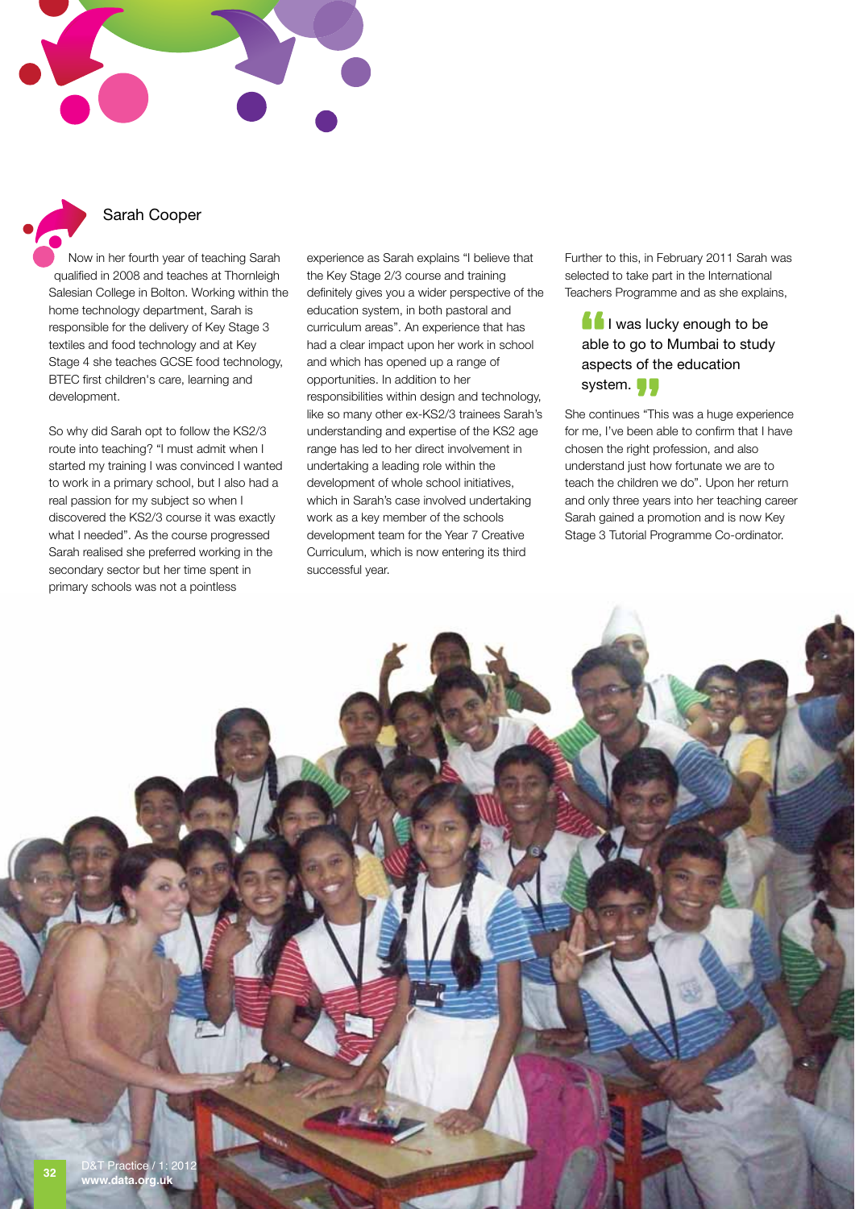## Sarah Cooper

Now in her fourth year of teaching Sarah qualified in 2008 and teaches at Thornleigh Salesian College in Bolton. Working within the home technology department, Sarah is responsible for the delivery of Key Stage 3 textiles and food technology and at Key Stage 4 she teaches GCSE food technology, BTEC first children's care, learning and development.

So why did Sarah opt to follow the KS2/3 route into teaching? "I must admit when I started my training I was convinced I wanted to work in a primary school, but I also had a real passion for my subject so when I discovered the KS2/3 course it was exactly what I needed". As the course progressed Sarah realised she preferred working in the secondary sector but her time spent in primary schools was not a pointless experience as Sarah explains "I believe that the Key Stage 2/3 course and training definitely gives you a wider perspective of the education system, in both pastoral and curriculum areas". An experience that has had a clear impact upon her work in school and which has opened up a range of opportunities. In addition to her responsibilities within design and technology, like so many other ex-KS2/3 trainees Sarah's understanding and expertise of the KS2 age range has led to her direct involvement in undertaking a leading role within the development of whole school initiatives, which in Sarah's case involved undertaking work as a key member of the schools development team for the Year 7 Creative Curriculum, which is now entering its third successful year.

Further to this, in February 2011 Sarah was selected to take part in the International Teachers Programme and as she explains,

> "I was lucky enough to be able to go to Mumbai to study aspects of the education system."

She continues "This was a huge experience for me, I've been able to confirm that I have chosen the right profession, and also understand just how fortunate we are to teach the children we do". Upon her return and only three years into her teaching career Sarah gained a promotion and is now Key Stage 3 Tutorial Programme Co-ordinator.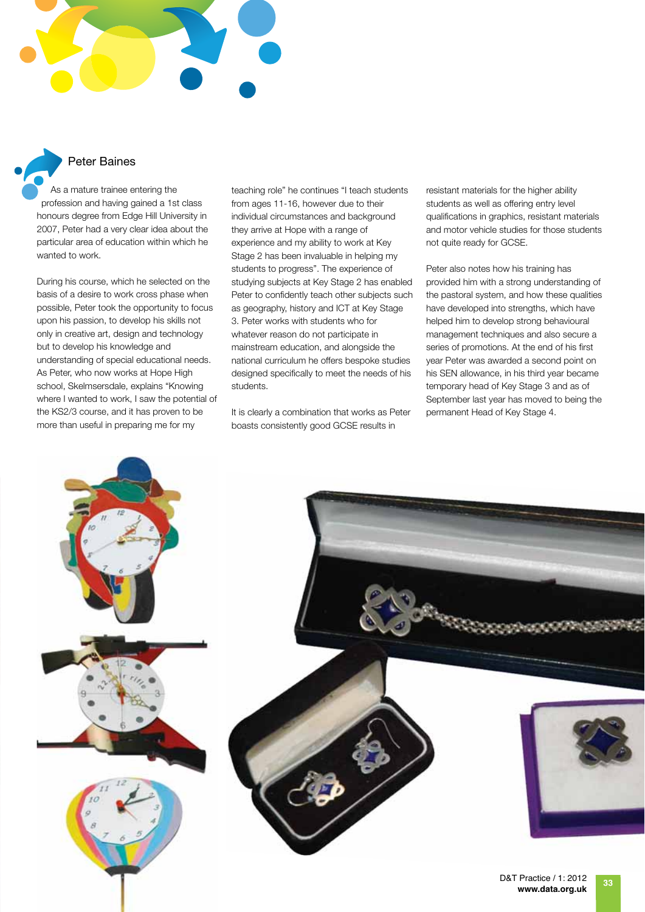## Peter Baines

As a mature trainee entering the profession and having gained a 1st class honours degree from Edge Hill University in 2007, Peter had a very clear idea about the particular area of education within which he wanted to work.

During his course, which he selected on the basis of a desire to work cross phase when possible, Peter took the opportunity to focus upon his passion, to develop his skills not only in creative art, design and technology but to develop his knowledge and understanding of special educational needs. As Peter, who now works at Hope High school, Skelmsersdale, explains "Knowing where I wanted to work, I saw the potential of the KS2/3 course, and it has proven to be more than useful in preparing me for my teaching role" he continues "I teach students from ages 11-16, however due to their individual circumstances and background they arrive at Hope with a range of experience and my ability to work at Key Stage 2 has been invaluable in helping my students to progress". The experience of studying subjects at Key Stage 2 has enabled Peter to confidently teach other subjects such as geography, history and ICT at Key Stage 3. Peter works with students who for whatever reason do not participate in mainstream education, and alongside the national curriculum he offers bespoke studies designed specifically to meet the needs of his students.

It is clearly a combination that works as Peter boasts consistently good GCSE results in resistant materials for the higher ability students as well as offering entry level qualifications in graphics, resistant materials and motor vehicle studies for those students not quite ready for GCSE.

Peter also notes how his training has provided him with a strong understanding of the pastoral system, and how these qualities have developed into strengths, which have helped him to develop strong behavioural management techniques and also secure a series of promotions. At the end of his first year Peter was awarded a second point on his SEN allowance, in his third year became temporary head of Key Stage 3 and as of September last year has moved to being the permanent Head of Key Stage 4.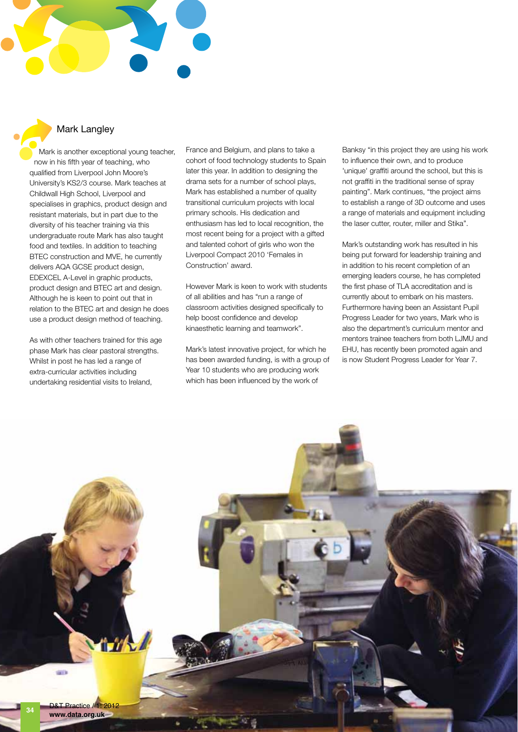## Mark Langley

Mark is another exceptional young teacher, now in his fifth year of teaching, who qualified from Liverpool John Moore's University's KS2/3 course. Mark teaches at Childwall High School, Liverpool and specialises in graphics, product design and resistant materials, but in part due to the diversity of his teacher training via this undergraduate route Mark has also taught food and textiles. In addition to teaching BTEC construction and MVE, he currently delivers AQA GCSE product design, EDEXCEL A-Level in graphic products, product design and BTEC art and design. Although he is keen to point out that in relation to the BTEC art and design he does use a product design method of teaching.

As with other teachers trained for this age phase Mark has clear pastoral strengths. Whilst in post he has led a range of extra-curricular activities including undertaking residential visits to Ireland, France and Belgium, and plans to take a cohort of food technology students to Spain later this year. In addition to designing the drama sets for a number of school plays, Mark has established a number of quality transitional curriculum projects with local primary schools. His dedication and enthusiasm has led to local recognition, the most recent being for a project with a gifted and talented cohort of girls who won the Liverpool Compact 2010 'Females in Construction' award.

However Mark is keen to work with students of all abilities and has "run a range of classroom activities designed specifically to help boost confidence and develop kinaesthetic learning and teamwork".

Mark's latest innovative project, for which he has been awarded funding, is with a group of Year 10 students who are producing work which has been influenced by the work of Banksy "in this project they are using his work to influence their own, and to produce 'unique' graffiti around the school, but this is not graffiti in the traditional sense of spray painting". Mark continues, "the project aims to establish a range of 3D outcome and uses a range of materials and equipment including the laser cutter, router, miller and Stika".

Mark's outstanding work has resulted in his being put forward for leadership training and in addition to his recent completion of an emerging leaders course, he has completed the first phase of TLA accreditation and is currently about to embark on his masters. Furthermore having been an Assistant Pupil Progress Leader for two years, Mark who is also the department's curriculum mentor and mentors trainee teachers from both LJMU and EHU, has recently been promoted again and is now Student Progress Leader for Year 7.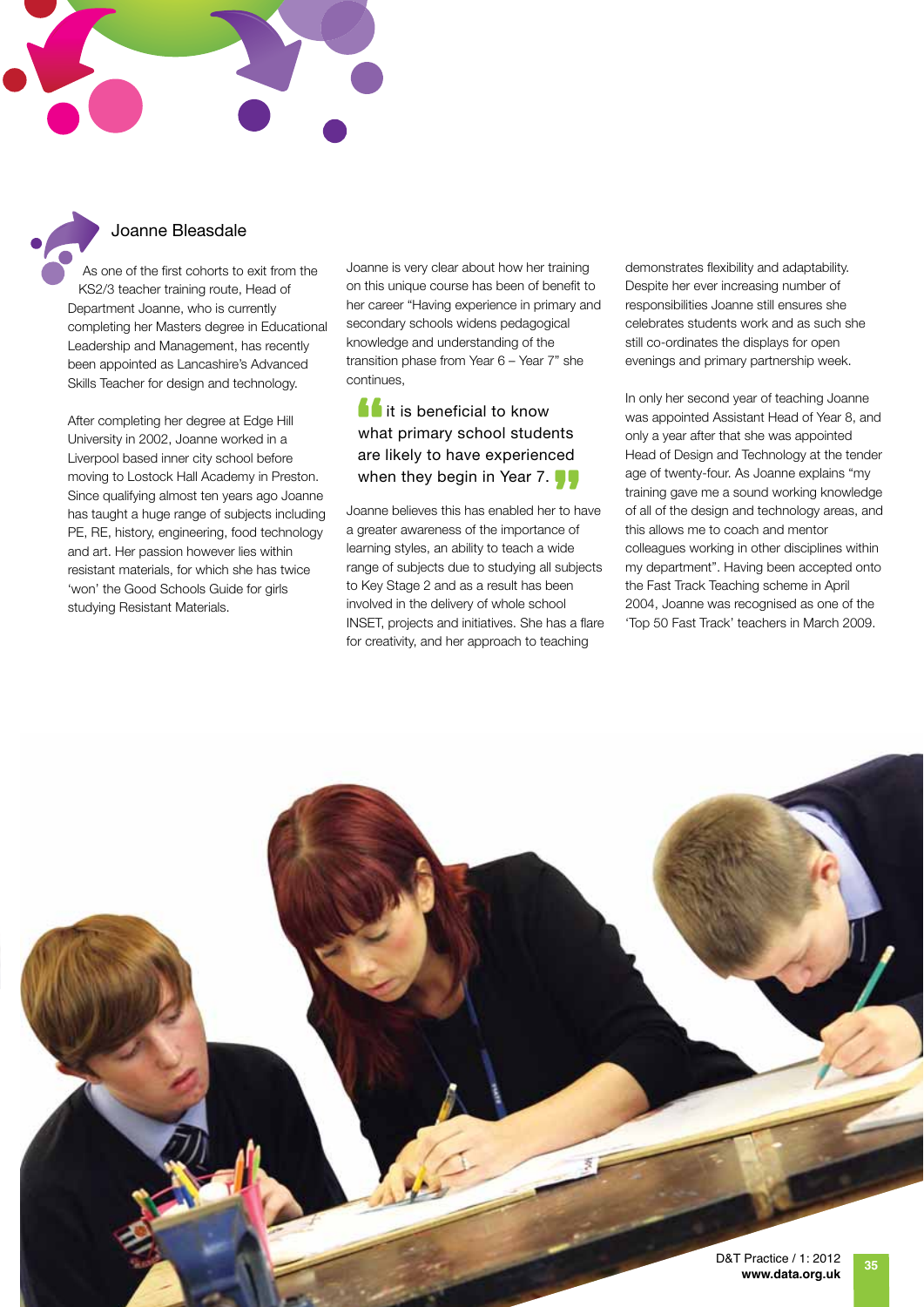## Joanne Bleasdale

As one of the first cohorts to exit from the KS2/3 teacher training route, Head of Department Joanne, who is currently completing her Masters degree in Educational Leadership and Management, has recently been appointed as Lancashire's Advanced Skills Teacher for design and technology.

After completing her degree at Edge Hill University in 2002, Joanne worked in a Liverpool based inner city school before moving to Lostock Hall Academy in Preston. Since qualifying almost ten years ago Joanne has taught a huge range of subjects including PE, RE, history, engineering, food technology and art. Her passion however lies within resistant materials, for which she has twice 'won' the Good Schools Guide for girls studying Resistant Materials.

Joanne is very clear about how her training on this unique course has been of benefit to her career "Having experience in primary and secondary schools widens pedagogical knowledge and understanding of the transition phase from Year 6 – Year 7" she continues,

> "it is beneficial to know what primary school students are likely to have experienced when they begin in Year 7."

Joanne believes this has enabled her to have a greater awareness of the importance of learning styles, an ability to teach a wide range of subjects due to studying all subjects to Key Stage 2 and as a result has been involved in the delivery of whole school INSET, projects and initiatives. She has a flare for creativity, and her approach to teaching demonstrates flexibility and adaptability. Despite her ever increasing number of responsibilities Joanne still ensures she celebrates students work and as such she still co-ordinates the displays for open evenings and primary partnership week.

In only her second year of teaching Joanne was appointed Assistant Head of Year 8, and only a year after that she was appointed Head of Design and Technology at the tender age of twenty-four. As Joanne explains "my training gave me a sound working knowledge of all of the design and technology areas, and this allows me to coach and mentor colleagues working in other disciplines within my department". Having been accepted onto the Fast Track Teaching scheme in April 2004, Joanne was recognised as one of the 'Top 50 Fast Track' teachers in March 2009.